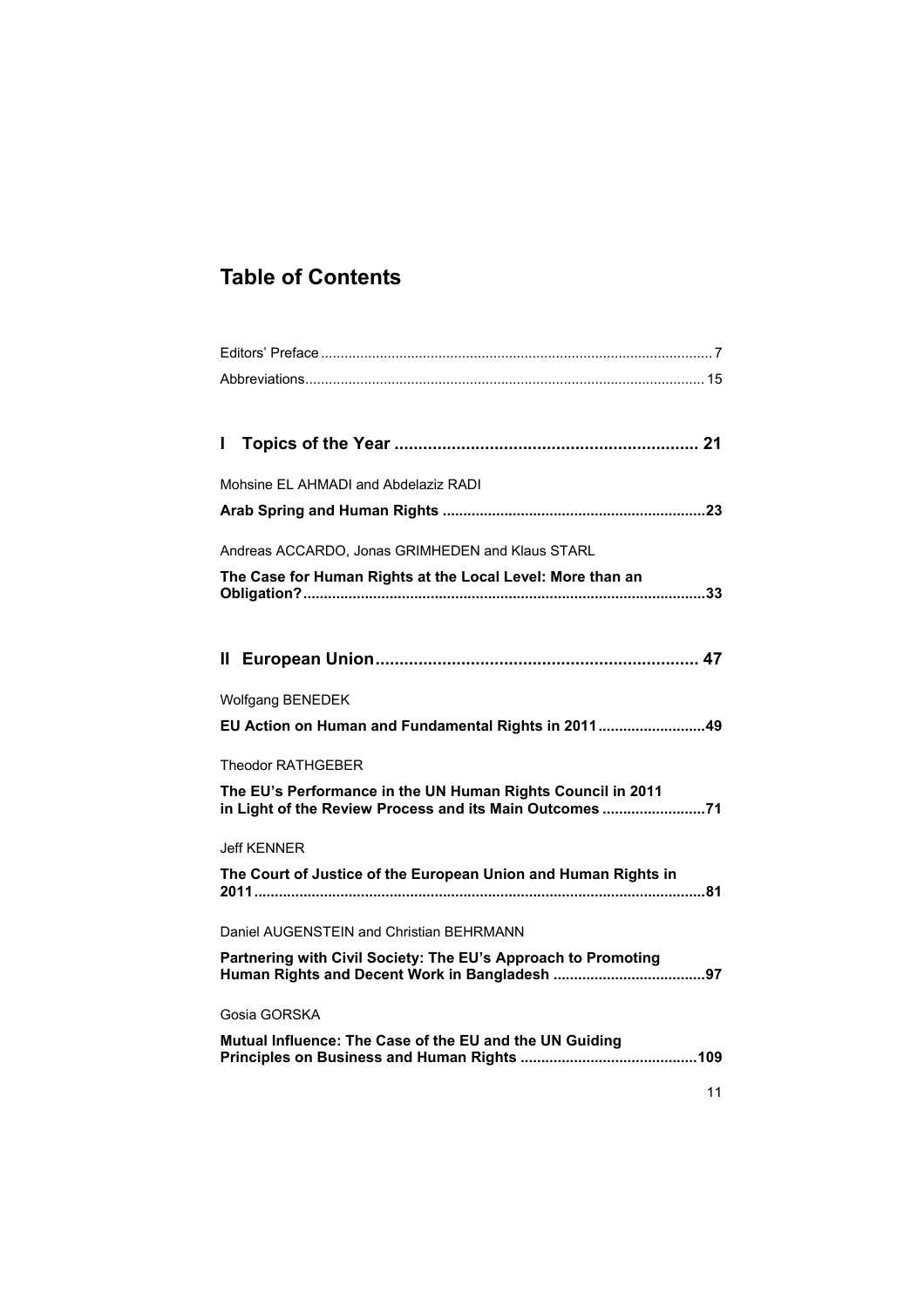# Table of Contents

Editors' Preface ..... 7

Abbreviations ..... 15

## I Topics of the Year ..... 21

Mohsine EL AHMADI and Abdelaziz RADI

**Arab Spring and Human Rights ..... 23**

Andreas ACCARDO, Jonas GRIMHEDEN and Klaus STARL

**The Case for Human Rights at the Local Level: More than an Obligation? ..... 33**

## II European Union ..... 47

Wolfgang BENEDEK

**EU Action on Human and Fundamental Rights in 2011 ..... 49**

Theodor RATHGEBER

**The EU's Performance in the UN Human Rights Council in 2011 in Light of the Review Process and its Main Outcomes ..... 71**

Jeff KENNER

**The Court of Justice of the European Union and Human Rights in 2011 ..... 81**

Daniel AUGENSTEIN and Christian BEHRMANN

**Partnering with Civil Society: The EU's Approach to Promoting Human Rights and Decent Work in Bangladesh ..... 97**

Gosia GORSKA

**Mutual Influence: The Case of the EU and the UN Guiding Principles on Business and Human Rights ..... 109**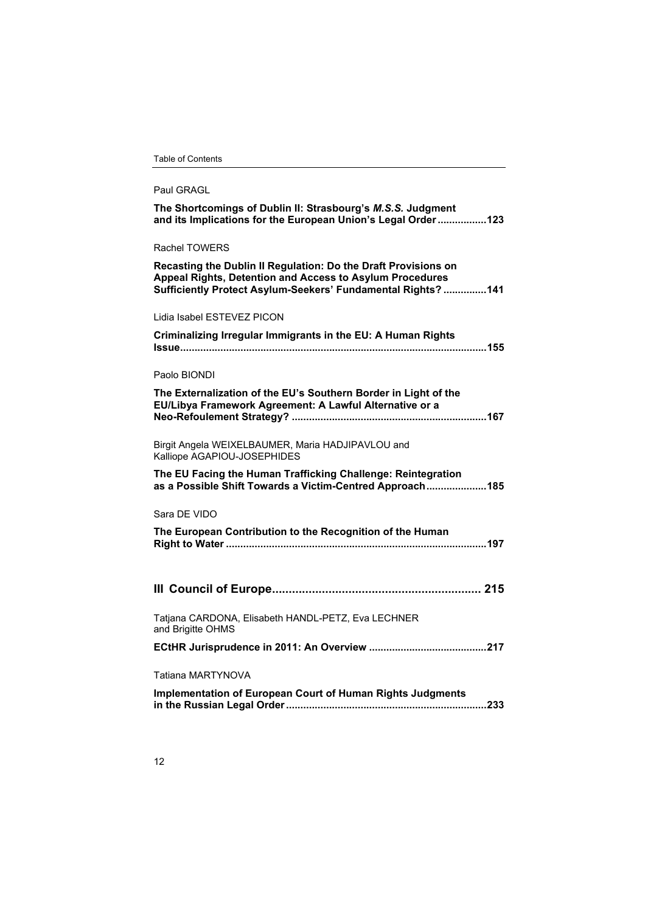Paul GRAGL

**The Shortcomings of Dublin II: Strasbourg's *M.S.S.* Judgment and its Implications for the European Union's Legal Order .................123**

Rachel TOWERS

**Recasting the Dublin II Regulation: Do the Draft Provisions on Appeal Rights, Detention and Access to Asylum Procedures Sufficiently Protect Asylum-Seekers' Fundamental Rights? ...............141**

Lidia Isabel ESTEVEZ PICON

**Criminalizing Irregular Immigrants in the EU: A Human Rights Issue.........................................................................................................155**

Paolo BIONDI

**The Externalization of the EU's Southern Border in Light of the EU/Libya Framework Agreement: A Lawful Alternative or a Neo-Refoulement Strategy? ...................................................................167**

Birgit Angela WEIXELBAUMER, Maria HADJIPAVLOU and Kalliope AGAPIOU-JOSEPHIDES

**The EU Facing the Human Trafficking Challenge: Reintegration as a Possible Shift Towards a Victim-Centred Approach.....................185**

Sara DE VIDO

**The European Contribution to the Recognition of the Human Right to Water .........................................................................................197**

## III Council of Europe.............................................................. 215

Tatjana CARDONA, Elisabeth HANDL-PETZ, Eva LECHNER and Brigitte OHMS

**ECtHR Jurisprudence in 2011: An Overview ........................................217**

Tatiana MARTYNOVA

**Implementation of European Court of Human Rights Judgments in the Russian Legal Order.....................................................................233**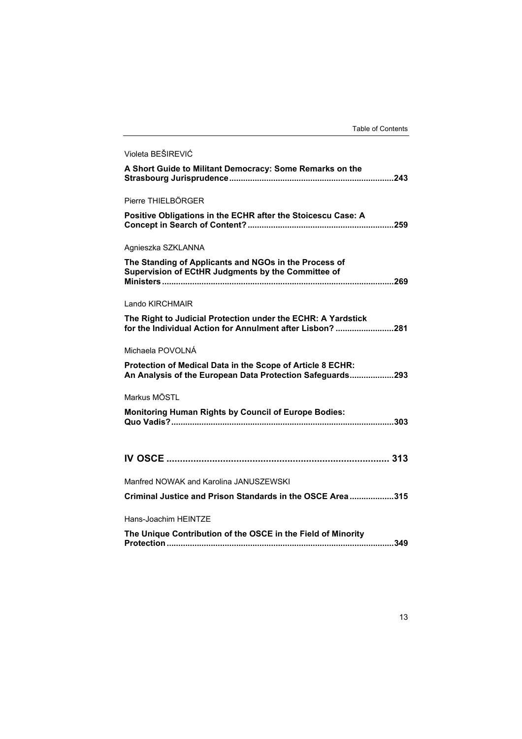Violeta BEŠIREVIĆ

**A Short Guide to Militant Democracy: Some Remarks on the Strasbourg Jurisprudence......................................................................243**

Pierre THIELBÖRGER

**Positive Obligations in the ECHR after the Stoicescu Case: A Concept in Search of Content?..............................................................259**

Agnieszka SZKLANNA

**The Standing of Applicants and NGOs in the Process of Supervision of ECtHR Judgments by the Committee of Ministers..................................................................................................269**

Lando KIRCHMAIR

**The Right to Judicial Protection under the ECHR: A Yardstick for the Individual Action for Annulment after Lisbon? .........................281**

Michaela POVOLNÁ

**Protection of Medical Data in the Scope of Article 8 ECHR: An Analysis of the European Data Protection Safeguards...................293**

Markus MÖSTL

**Monitoring Human Rights by Council of Europe Bodies: Quo Vadis?..............................................................................................303**

## IV OSCE .................................................................................. 313

Manfred NOWAK and Karolina JANUSZEWSKI

**Criminal Justice and Prison Standards in the OSCE Area...................315**

Hans-Joachim HEINTZE

**The Unique Contribution of the OSCE in the Field of Minority Protection................................................................................................349**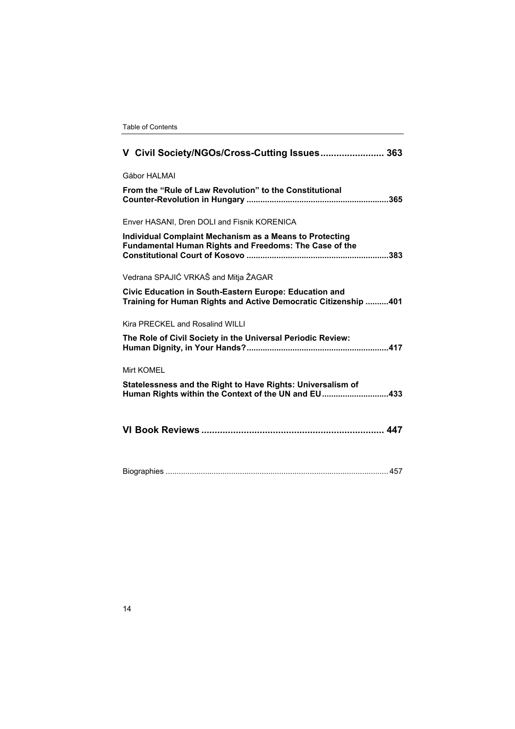## V Civil Society/NGOs/Cross-Cutting Issues ........................ 363

Gábor HALMAI

**From the "Rule of Law Revolution" to the Constitutional Counter-Revolution in Hungary .............................................................365**

Enver HASANI, Dren DOLI and Fisnik KORENICA

**Individual Complaint Mechanism as a Means to Protecting Fundamental Human Rights and Freedoms: The Case of the Constitutional Court of Kosovo .............................................................383**

Vedrana SPAJIĆ VRKAŠ and Mitja ŽAGAR

**Civic Education in South-Eastern Europe: Education and Training for Human Rights and Active Democratic Citizenship ..........401**

Kira PRECKEL and Rosalind WILLI

**The Role of Civil Society in the Universal Periodic Review: Human Dignity, in Your Hands?.............................................................417**

Mirt KOMEL

**Statelessness and the Right to Have Rights: Universalism of Human Rights within the Context of the UN and EU............................433**

## VI Book Reviews .................................................................... 447

Biographies .................................................................................................... 457